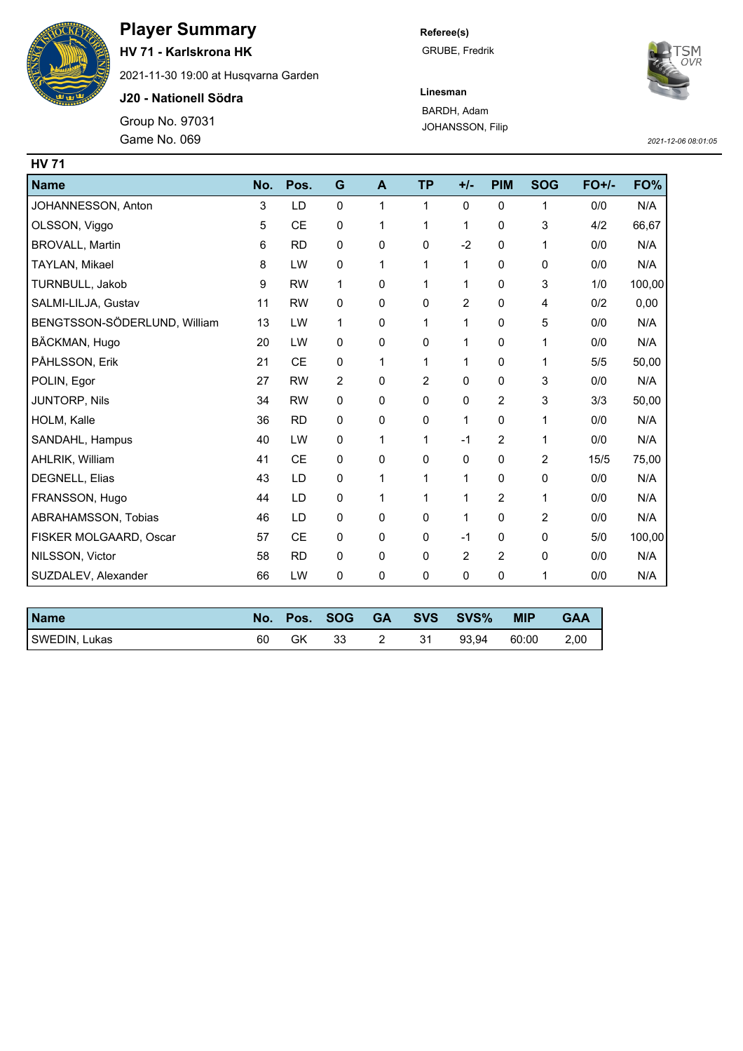# Player Summary

**HV 71 - Karlskrona HK**

2021-11-30 19:00 at Husqvarna Garden

**J20 - Nationell Södra**

Group No. 97031

Game No. 069

**Referee(s)**

GRUBE, Fredrik

**Linesman**

BARDH, Adam

JOHANSSON, Filip

*2021-12-06 08:01:05*

## HV 71

| Name | No. | Pos. | G | A | TP | +/- | PIM | SOG | FO+/- | FO% |
|---|---|---|---|---|---|---|---|---|---|---|
| JOHANNESSON, Anton | 3 | LD | 0 | 1 | 1 | 0 | 0 | 1 | 0/0 | N/A |
| OLSSON, Viggo | 5 | CE | 0 | 1 | 1 | 1 | 0 | 3 | 4/2 | 66,67 |
| BROVALL, Martin | 6 | RD | 0 | 0 | 0 | -2 | 0 | 1 | 0/0 | N/A |
| TAYLAN, Mikael | 8 | LW | 0 | 1 | 1 | 1 | 0 | 0 | 0/0 | N/A |
| TURNBULL, Jakob | 9 | RW | 1 | 0 | 1 | 1 | 0 | 3 | 1/0 | 100,00 |
| SALMI-LILJA, Gustav | 11 | RW | 0 | 0 | 0 | 2 | 0 | 4 | 0/2 | 0,00 |
| BENGTSSON-SÖDERLUND, William | 13 | LW | 1 | 0 | 1 | 1 | 0 | 5 | 0/0 | N/A |
| BÄCKMAN, Hugo | 20 | LW | 0 | 0 | 0 | 1 | 0 | 1 | 0/0 | N/A |
| PÅHLSSON, Erik | 21 | CE | 0 | 1 | 1 | 1 | 0 | 1 | 5/5 | 50,00 |
| POLIN, Egor | 27 | RW | 2 | 0 | 2 | 0 | 0 | 3 | 0/0 | N/A |
| JUNTORP, Nils | 34 | RW | 0 | 0 | 0 | 0 | 2 | 3 | 3/3 | 50,00 |
| HOLM, Kalle | 36 | RD | 0 | 0 | 0 | 1 | 0 | 1 | 0/0 | N/A |
| SANDAHL, Hampus | 40 | LW | 0 | 1 | 1 | -1 | 2 | 1 | 0/0 | N/A |
| AHLRIK, William | 41 | CE | 0 | 0 | 0 | 0 | 0 | 2 | 15/5 | 75,00 |
| DEGNELL, Elias | 43 | LD | 0 | 1 | 1 | 1 | 0 | 0 | 0/0 | N/A |
| FRANSSON, Hugo | 44 | LD | 0 | 1 | 1 | 1 | 2 | 1 | 0/0 | N/A |
| ABRAHAMSSON, Tobias | 46 | LD | 0 | 0 | 0 | 1 | 0 | 2 | 0/0 | N/A |
| FISKER MOLGAARD, Oscar | 57 | CE | 0 | 0 | 0 | -1 | 0 | 0 | 5/0 | 100,00 |
| NILSSON, Victor | 58 | RD | 0 | 0 | 0 | 2 | 2 | 0 | 0/0 | N/A |
| SUZDALEV, Alexander | 66 | LW | 0 | 0 | 0 | 0 | 0 | 1 | 0/0 | N/A |

| Name | No. | Pos. | SOG | GA | SVS | SVS% | MIP | GAA |
|---|---|---|---|---|---|---|---|---|
| SWEDIN, Lukas | 60 | GK | 33 | 2 | 31 | 93,94 | 60:00 | 2,00 |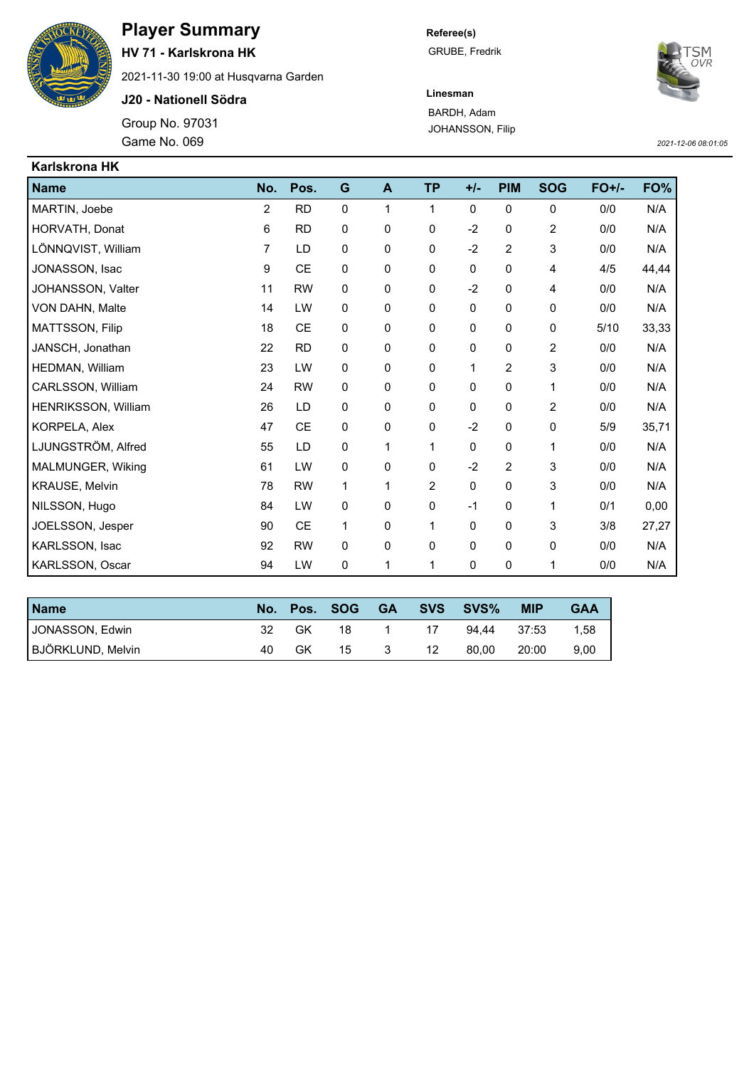# Player Summary

**HV 71 - Karlskrona HK**

2021-11-30 19:00 at Husqvarna Garden

**J20 - Nationell Södra**

Group No. 97031

Game No. 069

**Referee(s)**

GRUBE, Fredrik

**Linesman**

BARDH, Adam

JOHANSSON, Filip

*2021-12-06 08:01:05*

## Karlskrona HK

| Name | No. | Pos. | G | A | TP | +/- | PIM | SOG | FO+/- | FO% |
|---|---|---|---|---|---|---|---|---|---|---|
| MARTIN, Joebe | 2 | RD | 0 | 1 | 1 | 0 | 0 | 0 | 0/0 | N/A |
| HORVATH, Donat | 6 | RD | 0 | 0 | 0 | -2 | 0 | 2 | 0/0 | N/A |
| LÖNNQVIST, William | 7 | LD | 0 | 0 | 0 | -2 | 2 | 3 | 0/0 | N/A |
| JONASSON, Isac | 9 | CE | 0 | 0 | 0 | 0 | 0 | 4 | 4/5 | 44,44 |
| JOHANSSON, Valter | 11 | RW | 0 | 0 | 0 | -2 | 0 | 4 | 0/0 | N/A |
| VON DAHN, Malte | 14 | LW | 0 | 0 | 0 | 0 | 0 | 0 | 0/0 | N/A |
| MATTSSON, Filip | 18 | CE | 0 | 0 | 0 | 0 | 0 | 0 | 5/10 | 33,33 |
| JANSCH, Jonathan | 22 | RD | 0 | 0 | 0 | 0 | 0 | 2 | 0/0 | N/A |
| HEDMAN, William | 23 | LW | 0 | 0 | 0 | 1 | 2 | 3 | 0/0 | N/A |
| CARLSSON, William | 24 | RW | 0 | 0 | 0 | 0 | 0 | 1 | 0/0 | N/A |
| HENRIKSSON, William | 26 | LD | 0 | 0 | 0 | 0 | 0 | 2 | 0/0 | N/A |
| KORPELA, Alex | 47 | CE | 0 | 0 | 0 | -2 | 0 | 0 | 5/9 | 35,71 |
| LJUNGSTRÖM, Alfred | 55 | LD | 0 | 1 | 1 | 0 | 0 | 1 | 0/0 | N/A |
| MALMUNGER, Wiking | 61 | LW | 0 | 0 | 0 | -2 | 2 | 3 | 0/0 | N/A |
| KRAUSE, Melvin | 78 | RW | 1 | 1 | 2 | 0 | 0 | 3 | 0/0 | N/A |
| NILSSON, Hugo | 84 | LW | 0 | 0 | 0 | -1 | 0 | 1 | 0/1 | 0,00 |
| JOELSSON, Jesper | 90 | CE | 1 | 0 | 1 | 0 | 0 | 3 | 3/8 | 27,27 |
| KARLSSON, Isac | 92 | RW | 0 | 0 | 0 | 0 | 0 | 0 | 0/0 | N/A |
| KARLSSON, Oscar | 94 | LW | 0 | 1 | 1 | 0 | 0 | 1 | 0/0 | N/A |

| Name | No. | Pos. | SOG | GA | SVS | SVS% | MIP | GAA |
|---|---|---|---|---|---|---|---|---|
| JONASSON, Edwin | 32 | GK | 18 | 1 | 17 | 94,44 | 37:53 | 1,58 |
| BJÖRKLUND, Melvin | 40 | GK | 15 | 3 | 12 | 80,00 | 20:00 | 9,00 |